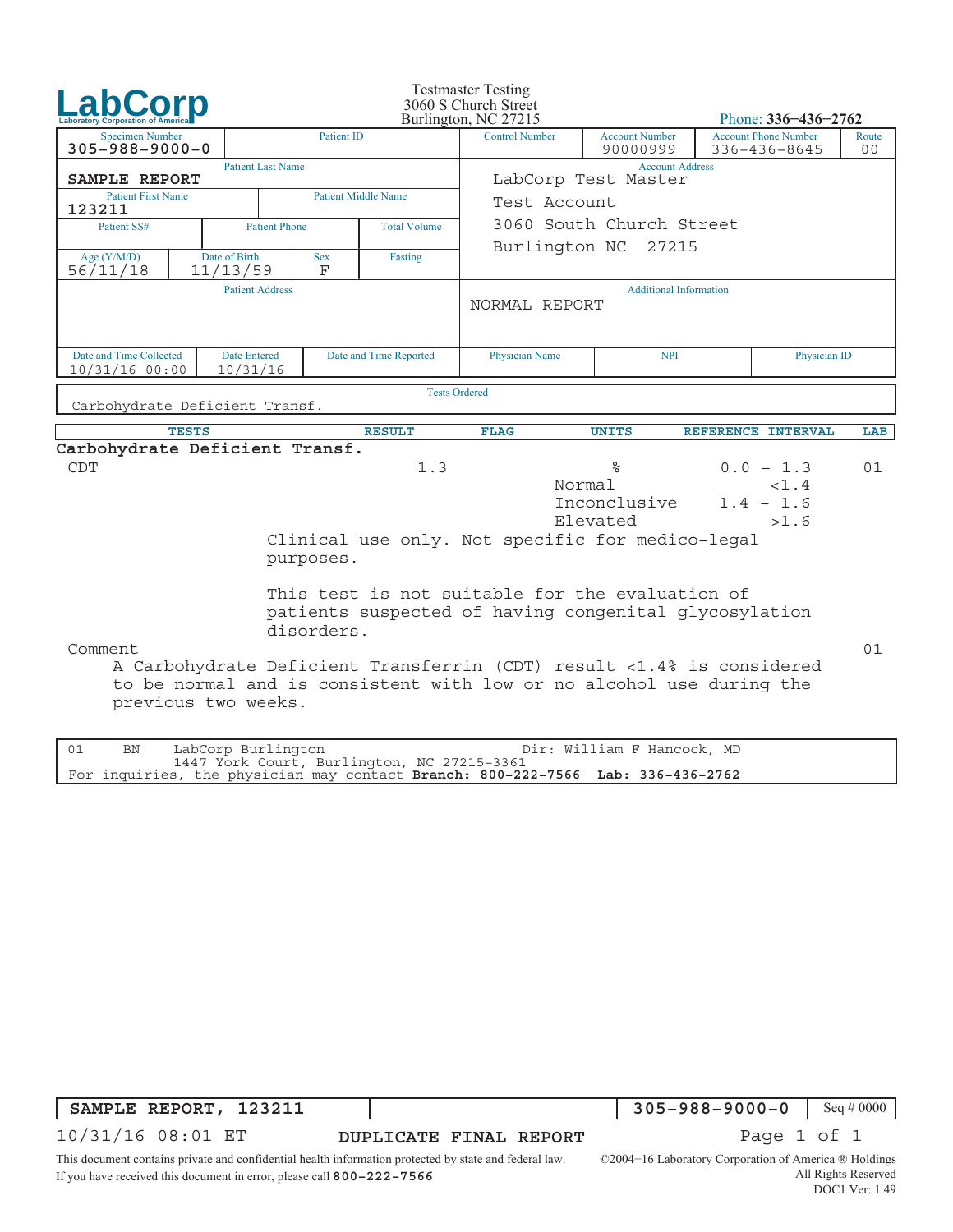# LabCorp

Laboratory Corporation of America

Testmaster Testing
3060 S Church Street
Burlington, NC 27215

Phone: **336-436-2762**

| Specimen Number | Patient ID | Control Number | Account Number | Account Phone Number | Route |
|---|---|---|---|---|---|
| 305-988-9000-0 | | | 90000999 | 336-436-8645 | 00 |

| Patient Last Name | | | |
|---|---|---|---|
| **SAMPLE REPORT** | | | |
| **Patient First Name** | | **Patient Middle Name** | |
| 123211 | | | |
| **Patient SS#** | **Patient Phone** | **Total Volume** | |
| | | | |
| **Age (Y/M/D)** | **Date of Birth** | **Sex** | **Fasting** |
| 56/11/18 | 11/13/59 | F | |

**Account Address**

LabCorp Test Master
Test Account
3060 South Church Street
Burlington NC 27215

**Patient Address**

**Additional Information**

NORMAL REPORT

| Date and Time Collected | Date Entered | Date and Time Reported | Physician Name | NPI | Physician ID |
|---|---|---|---|---|---|
| 10/31/16 00:00 | 10/31/16 | | | | |

**Tests Ordered**

Carbohydrate Deficient Transf.

| TESTS | RESULT | FLAG | UNITS | REFERENCE INTERVAL | LAB |
|---|---|---|---|---|---|
| **Carbohydrate Deficient Transf.** | | | | | |
| CDT | 1.3 | | % | 0.0 - 1.3 | 01 |
| | | | Normal | <1.4 | |
| | | | Inconclusive | 1.4 - 1.6 | |
| | | | Elevated | >1.6 | |

Clinical use only. Not specific for medico-legal purposes.

This test is not suitable for the evaluation of patients suspected of having congenital glycosylation disorders.

Comment (01)

A Carbohydrate Deficient Transferrin (CDT) result <1.4% is considered to be normal and is consistent with low or no alcohol use during the previous two weeks.

01 BN LabCorp Burlington, 1447 York Court, Burlington, NC 27215-3361 — Dir: William F Hancock, MD

For inquiries, the physician may contact **Branch: 800-222-7566 Lab: 336-436-2762**

| SAMPLE REPORT, 123211 | | 305-988-9000-0 | Seq # 0000 |
|---|---|---|---|

10/31/16 08:01 ET — **DUPLICATE FINAL REPORT**

This document contains private and confidential health information protected by state and federal law.
If you have received this document in error, please call **800-222-7566**

©2004-16 Laboratory Corporation of America ® Holdings
All Rights Reserved
DOC1 Ver: 1.49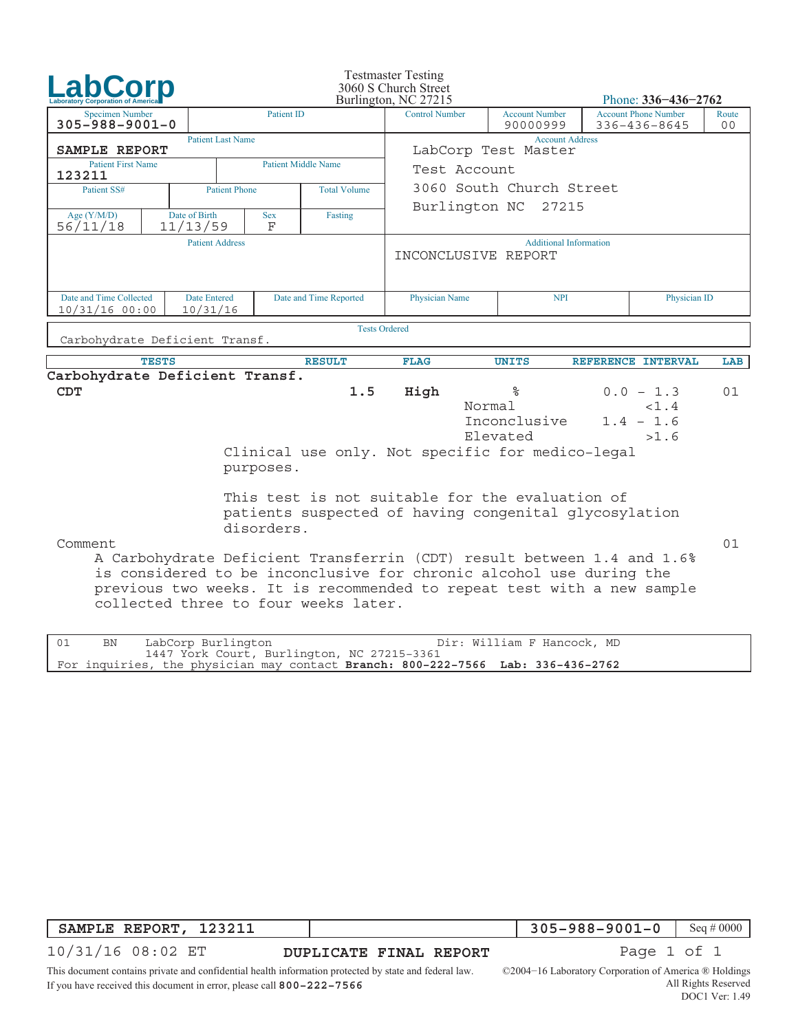# LabCorp
Laboratory Corporation of America

Testmaster Testing
3060 S Church Street
Burlington, NC 27215

Phone: 336-436-2762

| Specimen Number | Patient ID | Control Number | Account Number | Account Phone Number | Route |
|---|---|---|---|---|---|
| 305-988-9001-0 | | | 90000999 | 336-436-8645 | 00 |

| Patient Last Name | | | |
|---|---|---|---|
| SAMPLE REPORT | | | |
| Patient First Name | Patient Middle Name | | |
| 123211 | | | |
| Patient SS# | Patient Phone | Total Volume | |
| | | | |
| Age (Y/M/D) | Date of Birth | Sex | Fasting |
| 56/11/18 | 11/13/59 | F | |

**Account Address**
LabCorp Test Master
Test Account
3060 South Church Street
Burlington NC 27215

**Patient Address**

**Additional Information**
INCONCLUSIVE REPORT

| Date and Time Collected | Date Entered | Date and Time Reported | Physician Name | NPI | Physician ID |
|---|---|---|---|---|---|
| 10/31/16 00:00 | 10/31/16 | | | | |

**Tests Ordered**
Carbohydrate Deficient Transf.

| TESTS | RESULT | FLAG | UNITS | REFERENCE INTERVAL | LAB |
|---|---|---|---|---|---|
| **Carbohydrate Deficient Transf.** | | | | | |
| **CDT** | **1.5** | **High** | % | 0.0 - 1.3 | 01 |
| | | | Normal | <1.4 | |
| | | | Inconclusive | 1.4 - 1.6 | |
| | | | Elevated | >1.6 | |

Clinical use only. Not specific for medico-legal purposes.

This test is not suitable for the evaluation of patients suspected of having congenital glycosylation disorders.

Comment (01)

A Carbohydrate Deficient Transferrin (CDT) result between 1.4 and 1.6% is considered to be inconclusive for chronic alcohol use during the previous two weeks. It is recommended to repeat test with a new sample collected three to four weeks later.

01 BN LabCorp Burlington — Dir: William F Hancock, MD
1447 York Court, Burlington, NC 27215-3361
For inquiries, the physician may contact **Branch: 800-222-7566** **Lab: 336-436-2762**

| SAMPLE REPORT, 123211 | | 305-988-9001-0 | Seq # 0000 |
|---|---|---|---|

10/31/16 08:02 ET — **DUPLICATE FINAL REPORT**

This document contains private and confidential health information protected by state and federal law.
If you have received this document in error, please call **800-222-7566**

©2004-16 Laboratory Corporation of America ® Holdings
All Rights Reserved
DOC1 Ver: 1.49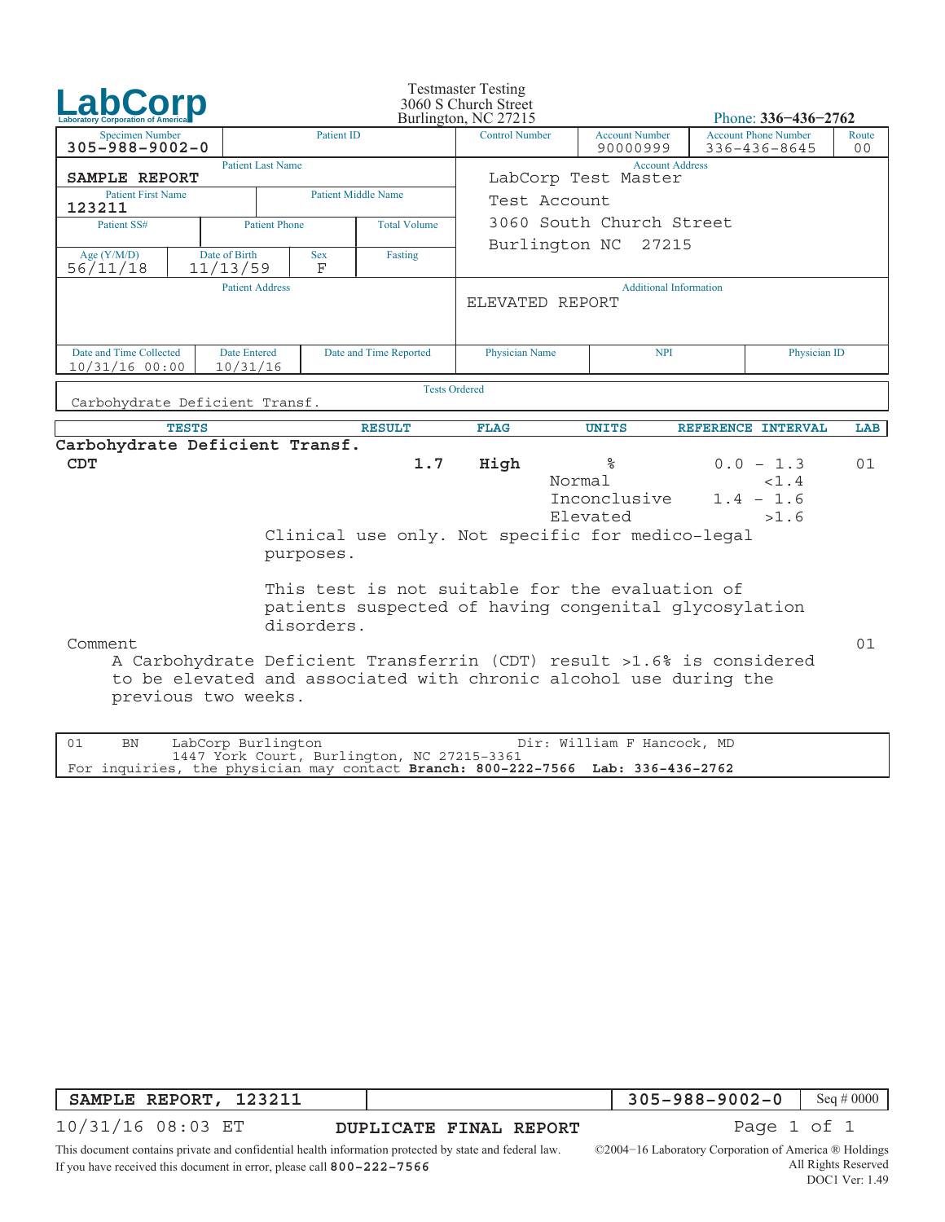# LabCorp

Laboratory Corporation of America

Testmaster Testing
3060 S Church Street
Burlington, NC 27215

Phone: **336-436-2762**

| Specimen Number | Patient ID | Control Number | Account Number | Account Phone Number | Route |
|---|---|---|---|---|---|
| 305-988-9002-0 | | | 90000999 | 336-436-8645 | 00 |

| Patient Last Name | Patient First Name | Patient Middle Name |
|---|---|---|
| **SAMPLE REPORT** | 123211 | |

| Patient SS# | Patient Phone | Total Volume |
|---|---|---|
| | | |

| Age (Y/M/D) | Date of Birth | Sex | Fasting |
|---|---|---|---|
| 56/11/18 | 11/13/59 | F | |

**Account Address**
LabCorp Test Master
Test Account
3060 South Church Street
Burlington NC 27215

**Patient Address**

**Additional Information**
ELEVATED REPORT

| Date and Time Collected | Date Entered | Date and Time Reported | Physician Name | NPI | Physician ID |
|---|---|---|---|---|---|
| 10/31/16 00:00 | 10/31/16 | | | | |

**Tests Ordered**
Carbohydrate Deficient Transf.

| TESTS | RESULT | FLAG | UNITS | REFERENCE INTERVAL | LAB |
|---|---|---|---|---|---|
| **Carbohydrate Deficient Transf.** | | | | | |
| **CDT** | **1.7** | **High** | % | 0.0 - 1.3 | 01 |
| | | | Normal | <1.4 | |
| | | | Inconclusive | 1.4 - 1.6 | |
| | | | Elevated | >1.6 | |

Clinical use only. Not specific for medico-legal purposes.

This test is not suitable for the evaluation of patients suspected of having congenital glycosylation disorders.

Comment (01)

A Carbohydrate Deficient Transferrin (CDT) result >1.6% is considered to be elevated and associated with chronic alcohol use during the previous two weeks.

01 BN LabCorp Burlington Dir: William F Hancock, MD
1447 York Court, Burlington, NC 27215-3361
For inquiries, the physician may contact **Branch: 800-222-7566 Lab: 336-436-2762**

| SAMPLE REPORT, 123211 | | 305-988-9002-0 | Seq # 0000 |
|---|---|---|---|

10/31/16 08:03 ET **DUPLICATE FINAL REPORT**

This document contains private and confidential health information protected by state and federal law.
If you have received this document in error, please call **800-222-7566**

©2004-16 Laboratory Corporation of America ® Holdings
All Rights Reserved
DOC1 Ver: 1.49